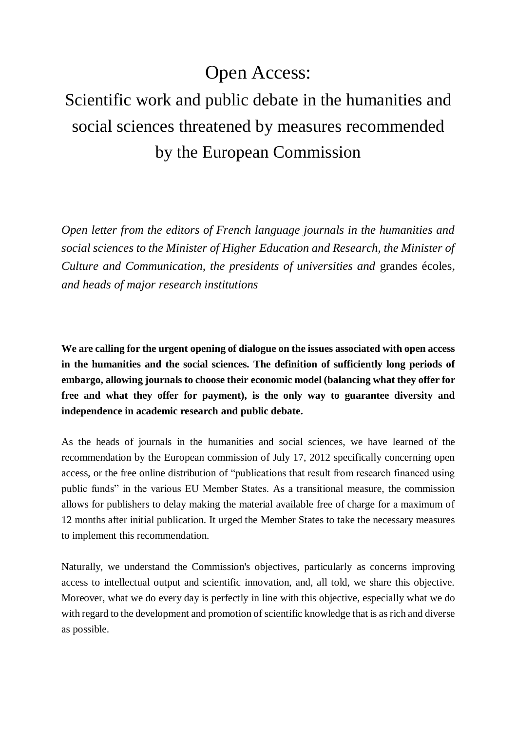# Open Access:

# Scientific work and public debate in the humanities and social sciences threatened by measures recommended by the European Commission

*Open letter from the editors of French language journals in the humanities and social sciences to the Minister of Higher Education and Research, the Minister of Culture and Communication, the presidents of universities and* grandes écoles, *and heads of major research institutions*

**We are calling for the urgent opening of dialogue on the issues associated with open access in the humanities and the social sciences. The definition of sufficiently long periods of embargo, allowing journals to choose their economic model (balancing what they offer for free and what they offer for payment), is the only way to guarantee diversity and independence in academic research and public debate.**

As the heads of journals in the humanities and social sciences, we have learned of the recommendation by the European commission of July 17, 2012 specifically concerning open access, or the free online distribution of "publications that result from research financed using public funds" in the various EU Member States. As a transitional measure, the commission allows for publishers to delay making the material available free of charge for a maximum of 12 months after initial publication. It urged the Member States to take the necessary measures to implement this recommendation.

Naturally, we understand the Commission's objectives, particularly as concerns improving access to intellectual output and scientific innovation, and, all told, we share this objective. Moreover, what we do every day is perfectly in line with this objective, especially what we do with regard to the development and promotion of scientific knowledge that is as rich and diverse as possible.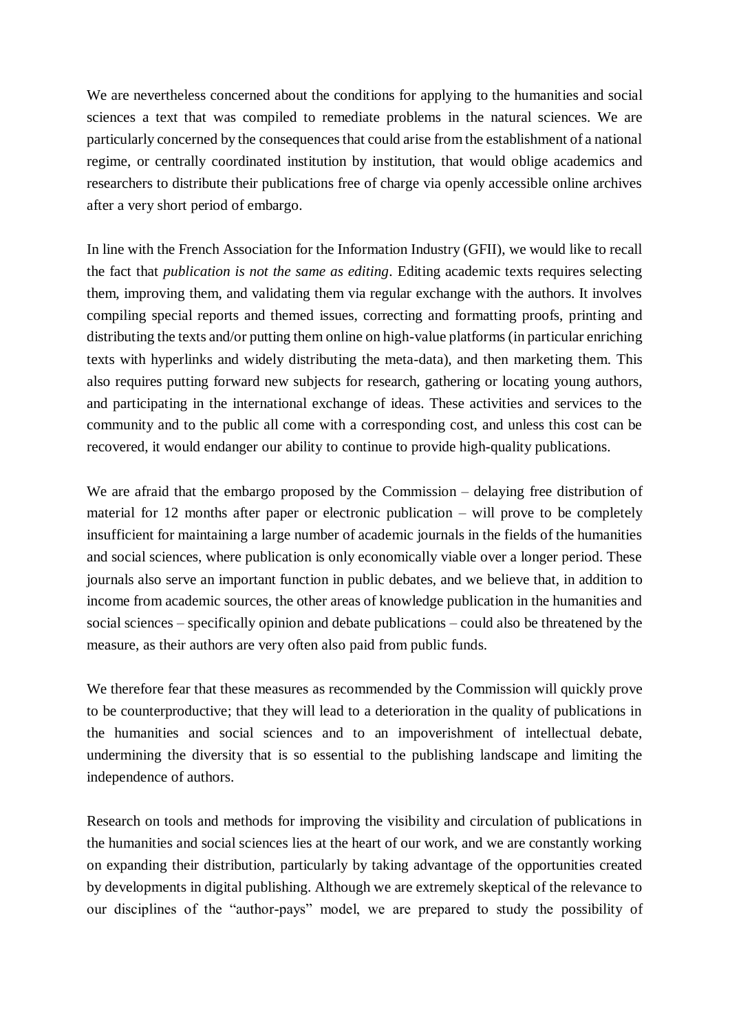We are nevertheless concerned about the conditions for applying to the humanities and social sciences a text that was compiled to remediate problems in the natural sciences. We are particularly concerned by the consequences that could arise from the establishment of a national regime, or centrally coordinated institution by institution, that would oblige academics and researchers to distribute their publications free of charge via openly accessible online archives after a very short period of embargo.

In line with the French Association for the Information Industry (GFII), we would like to recall the fact that *publication is not the same as editing*. Editing academic texts requires selecting them, improving them, and validating them via regular exchange with the authors. It involves compiling special reports and themed issues, correcting and formatting proofs, printing and distributing the texts and/or putting them online on high-value platforms (in particular enriching texts with hyperlinks and widely distributing the meta-data), and then marketing them. This also requires putting forward new subjects for research, gathering or locating young authors, and participating in the international exchange of ideas. These activities and services to the community and to the public all come with a corresponding cost, and unless this cost can be recovered, it would endanger our ability to continue to provide high-quality publications.

We are afraid that the embargo proposed by the Commission – delaying free distribution of material for 12 months after paper or electronic publication – will prove to be completely insufficient for maintaining a large number of academic journals in the fields of the humanities and social sciences, where publication is only economically viable over a longer period. These journals also serve an important function in public debates, and we believe that, in addition to income from academic sources, the other areas of knowledge publication in the humanities and social sciences – specifically opinion and debate publications – could also be threatened by the measure, as their authors are very often also paid from public funds.

We therefore fear that these measures as recommended by the Commission will quickly prove to be counterproductive; that they will lead to a deterioration in the quality of publications in the humanities and social sciences and to an impoverishment of intellectual debate, undermining the diversity that is so essential to the publishing landscape and limiting the independence of authors.

Research on tools and methods for improving the visibility and circulation of publications in the humanities and social sciences lies at the heart of our work, and we are constantly working on expanding their distribution, particularly by taking advantage of the opportunities created by developments in digital publishing. Although we are extremely skeptical of the relevance to our disciplines of the "author-pays" model, we are prepared to study the possibility of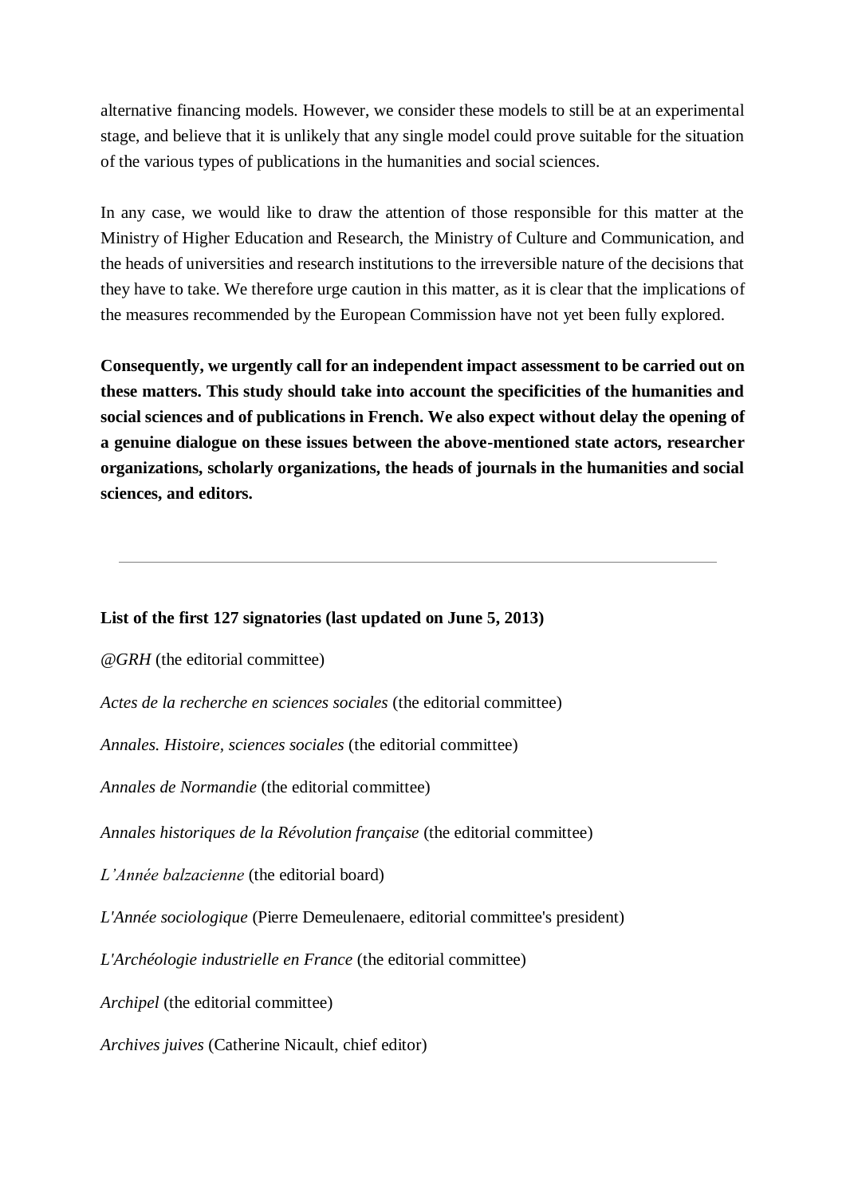alternative financing models. However, we consider these models to still be at an experimental stage, and believe that it is unlikely that any single model could prove suitable for the situation of the various types of publications in the humanities and social sciences.

In any case, we would like to draw the attention of those responsible for this matter at the Ministry of Higher Education and Research, the Ministry of Culture and Communication, and the heads of universities and research institutions to the irreversible nature of the decisions that they have to take. We therefore urge caution in this matter, as it is clear that the implications of the measures recommended by the European Commission have not yet been fully explored.

**Consequently, we urgently call for an independent impact assessment to be carried out on these matters. This study should take into account the specificities of the humanities and social sciences and of publications in French. We also expect without delay the opening of a genuine dialogue on these issues between the above-mentioned state actors, researcher organizations, scholarly organizations, the heads of journals in the humanities and social sciences, and editors.**

---

**List of the first 127 signatories (last updated on June 5, 2013)**

*@GRH* (the editorial committee)

*Actes de la recherche en sciences sociales* (the editorial committee)

*Annales. Histoire, sciences sociales* (the editorial committee)

*Annales de Normandie* (the editorial committee)

*Annales historiques de la Révolution française* (the editorial committee)

*L'Année balzacienne* (the editorial board)

*L'Année sociologique* (Pierre Demeulenaere, editorial committee's president)

*L'Archéologie industrielle en France* (the editorial committee)

*Archipel* (the editorial committee)

*Archives juives* (Catherine Nicault, chief editor)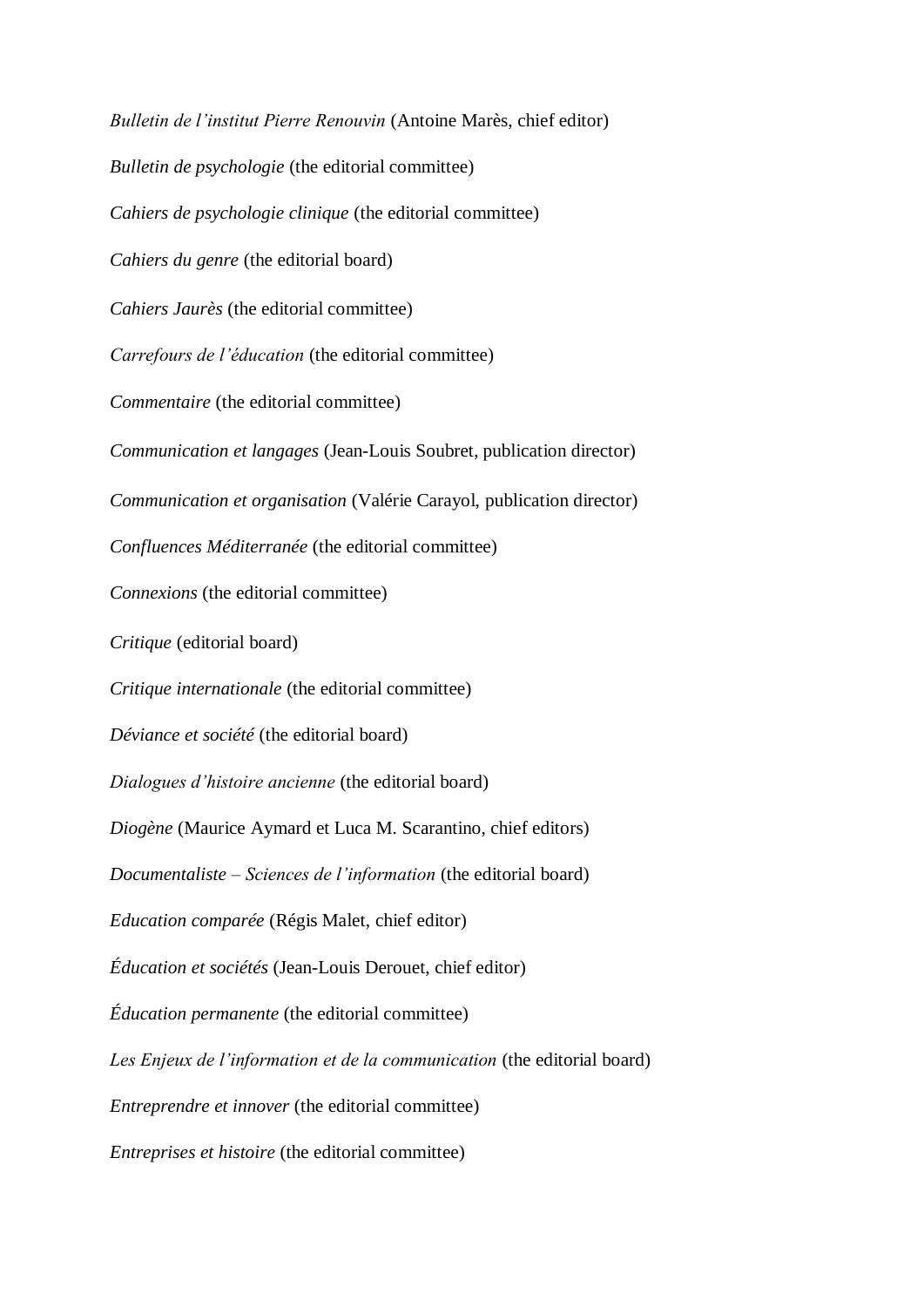*Bulletin de l'institut Pierre Renouvin* (Antoine Marès, chief editor)

*Bulletin de psychologie* (the editorial committee)

*Cahiers de psychologie clinique* (the editorial committee)

*Cahiers du genre* (the editorial board)

*Cahiers Jaurès* (the editorial committee)

*Carrefours de l'éducation* (the editorial committee)

*Commentaire* (the editorial committee)

*Communication et langages* (Jean-Louis Soubret, publication director)

*Communication et organisation* (Valérie Carayol, publication director)

*Confluences Méditerranée* (the editorial committee)

*Connexions* (the editorial committee)

*Critique* (editorial board)

*Critique internationale* (the editorial committee)

*Déviance et société* (the editorial board)

*Dialogues d'histoire ancienne* (the editorial board)

*Diogène* (Maurice Aymard et Luca M. Scarantino, chief editors)

*Documentaliste – Sciences de l'information* (the editorial board)

*Education comparée* (Régis Malet, chief editor)

*Éducation et sociétés* (Jean-Louis Derouet, chief editor)

*Éducation permanente* (the editorial committee)

*Les Enjeux de l'information et de la communication* (the editorial board)

*Entreprendre et innover* (the editorial committee)

*Entreprises et histoire* (the editorial committee)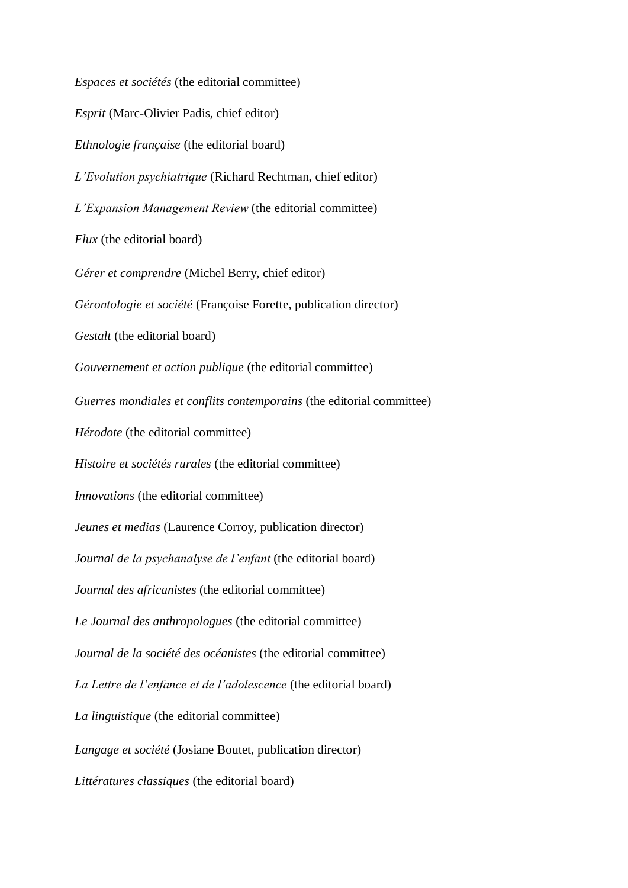*Espaces et sociétés* (the editorial committee)

*Esprit* (Marc-Olivier Padis, chief editor)

*Ethnologie française* (the editorial board)

*L'Evolution psychiatrique* (Richard Rechtman, chief editor)

*L'Expansion Management Review* (the editorial committee)

*Flux* (the editorial board)

*Gérer et comprendre* (Michel Berry, chief editor)

*Gérontologie et société* (Françoise Forette, publication director)

*Gestalt* (the editorial board)

*Gouvernement et action publique* (the editorial committee)

*Guerres mondiales et conflits contemporains* (the editorial committee)

*Hérodote* (the editorial committee)

*Histoire et sociétés rurales* (the editorial committee)

*Innovations* (the editorial committee)

*Jeunes et medias* (Laurence Corroy, publication director)

*Journal de la psychanalyse de l'enfant* (the editorial board)

*Journal des africanistes* (the editorial committee)

*Le Journal des anthropologues* (the editorial committee)

*Journal de la société des océanistes* (the editorial committee)

*La Lettre de l'enfance et de l'adolescence* (the editorial board)

*La linguistique* (the editorial committee)

*Langage et société* (Josiane Boutet, publication director)

*Littératures classiques* (the editorial board)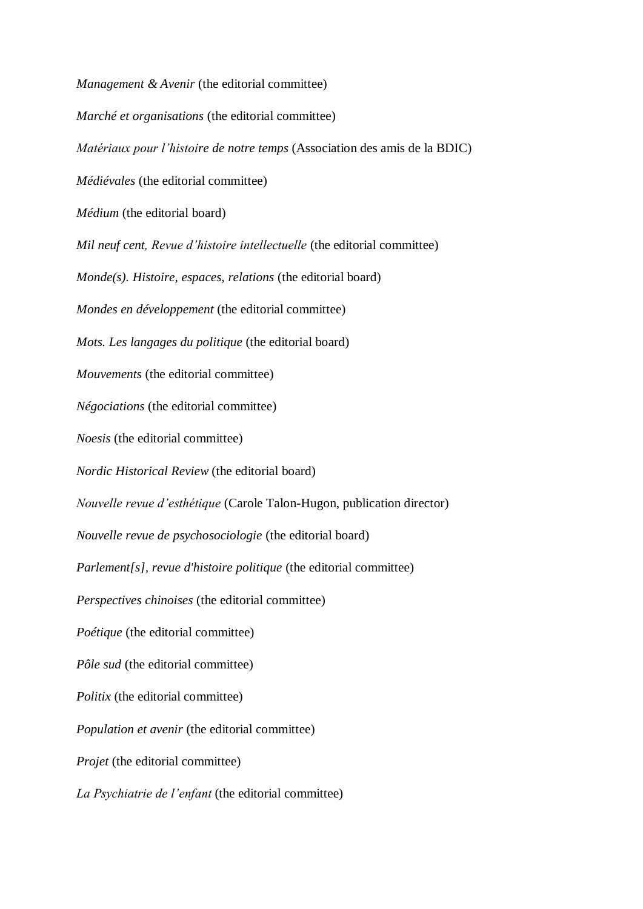*Management & Avenir* (the editorial committee)

*Marché et organisations* (the editorial committee)

*Matériaux pour l'histoire de notre temps* (Association des amis de la BDIC)

*Médiévales* (the editorial committee)

*Médium* (the editorial board)

*Mil neuf cent, Revue d'histoire intellectuelle* (the editorial committee)

*Monde(s). Histoire, espaces, relations* (the editorial board)

*Mondes en développement* (the editorial committee)

*Mots. Les langages du politique* (the editorial board)

*Mouvements* (the editorial committee)

*Négociations* (the editorial committee)

*Noesis* (the editorial committee)

*Nordic Historical Review* (the editorial board)

*Nouvelle revue d'esthétique* (Carole Talon-Hugon, publication director)

*Nouvelle revue de psychosociologie* (the editorial board)

*Parlement[s], revue d'histoire politique* (the editorial committee)

*Perspectives chinoises* (the editorial committee)

*Poétique* (the editorial committee)

*Pôle sud* (the editorial committee)

*Politix* (the editorial committee)

*Population et avenir* (the editorial committee)

*Projet* (the editorial committee)

*La Psychiatrie de l'enfant* (the editorial committee)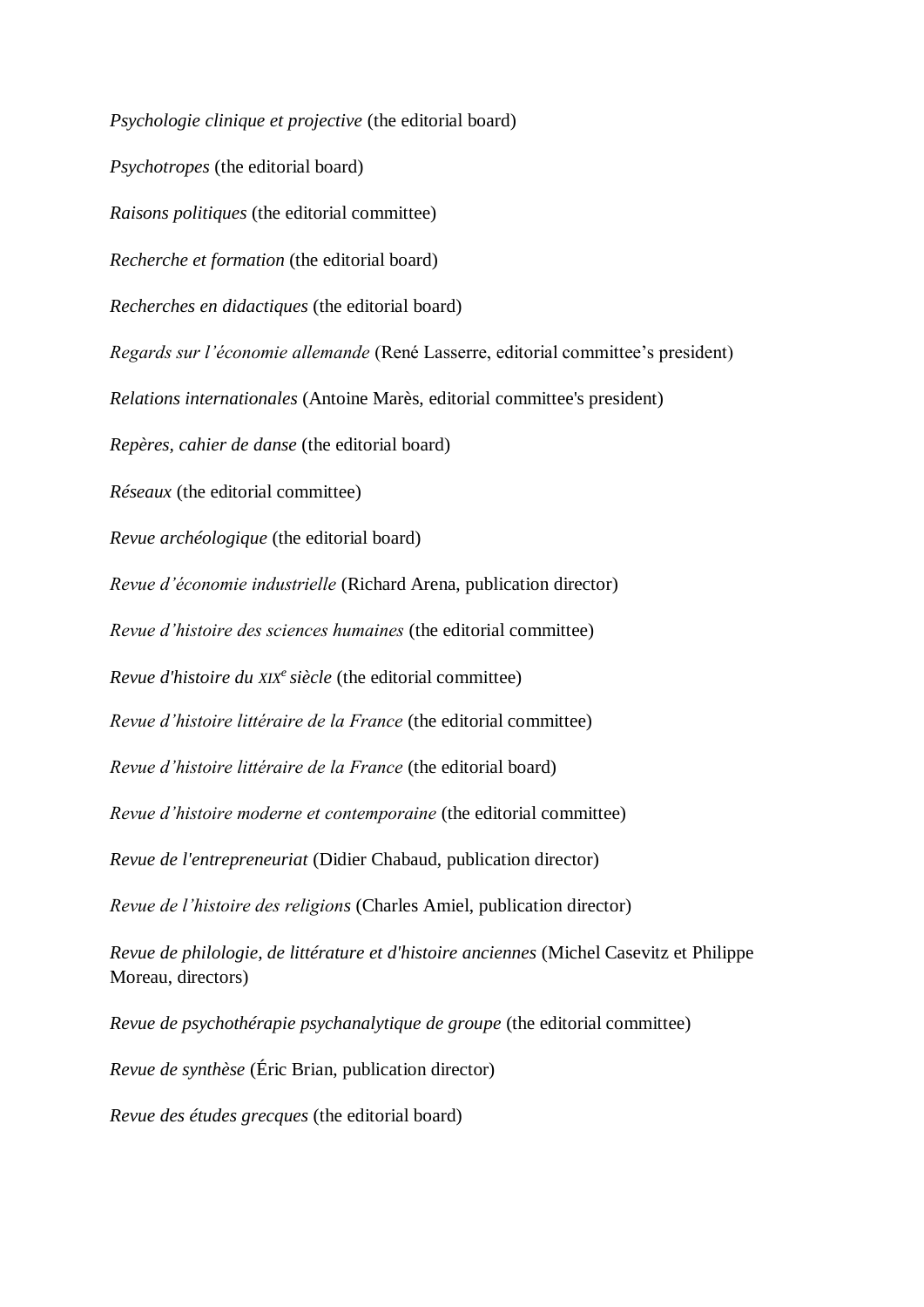*Psychologie clinique et projective* (the editorial board)

*Psychotropes* (the editorial board)

*Raisons politiques* (the editorial committee)

*Recherche et formation* (the editorial board)

*Recherches en didactiques* (the editorial board)

*Regards sur l'économie allemande* (René Lasserre, editorial committee's president)

*Relations internationales* (Antoine Marès, editorial committee's president)

*Repères, cahier de danse* (the editorial board)

*Réseaux* (the editorial committee)

*Revue archéologique* (the editorial board)

*Revue d'économie industrielle* (Richard Arena, publication director)

*Revue d'histoire des sciences humaines* (the editorial committee)

*Revue d'histoire du XIXe siècle* (the editorial committee)

*Revue d'histoire littéraire de la France* (the editorial committee)

*Revue d'histoire littéraire de la France* (the editorial board)

*Revue d'histoire moderne et contemporaine* (the editorial committee)

*Revue de l'entrepreneuriat* (Didier Chabaud, publication director)

*Revue de l'histoire des religions* (Charles Amiel, publication director)

*Revue de philologie, de littérature et d'histoire anciennes* (Michel Casevitz et Philippe Moreau, directors)

*Revue de psychothérapie psychanalytique de groupe* (the editorial committee)

*Revue de synthèse* (Éric Brian, publication director)

*Revue des études grecques* (the editorial board)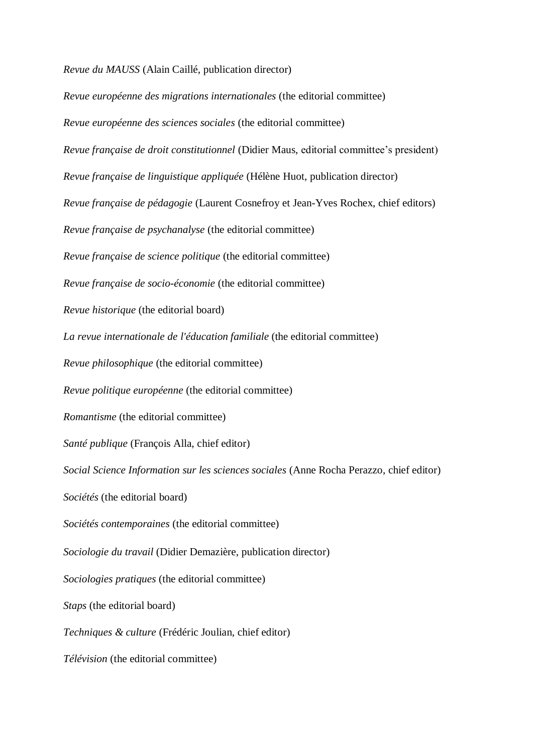*Revue du MAUSS* (Alain Caillé, publication director)

*Revue européenne des migrations internationales* (the editorial committee)

*Revue européenne des sciences sociales* (the editorial committee)

*Revue française de droit constitutionnel* (Didier Maus, editorial committee's president)

*Revue française de linguistique appliquée* (Hélène Huot, publication director)

*Revue française de pédagogie* (Laurent Cosnefroy et Jean-Yves Rochex, chief editors)

*Revue française de psychanalyse* (the editorial committee)

*Revue française de science politique* (the editorial committee)

*Revue française de socio-économie* (the editorial committee)

*Revue historique* (the editorial board)

*La revue internationale de l'éducation familiale* (the editorial committee)

*Revue philosophique* (the editorial committee)

*Revue politique européenne* (the editorial committee)

*Romantisme* (the editorial committee)

*Santé publique* (François Alla, chief editor)

*Social Science Information sur les sciences sociales* (Anne Rocha Perazzo, chief editor)

*Sociétés* (the editorial board)

*Sociétés contemporaines* (the editorial committee)

*Sociologie du travail* (Didier Demazière, publication director)

*Sociologies pratiques* (the editorial committee)

*Staps* (the editorial board)

*Techniques & culture* (Frédéric Joulian, chief editor)

*Télévision* (the editorial committee)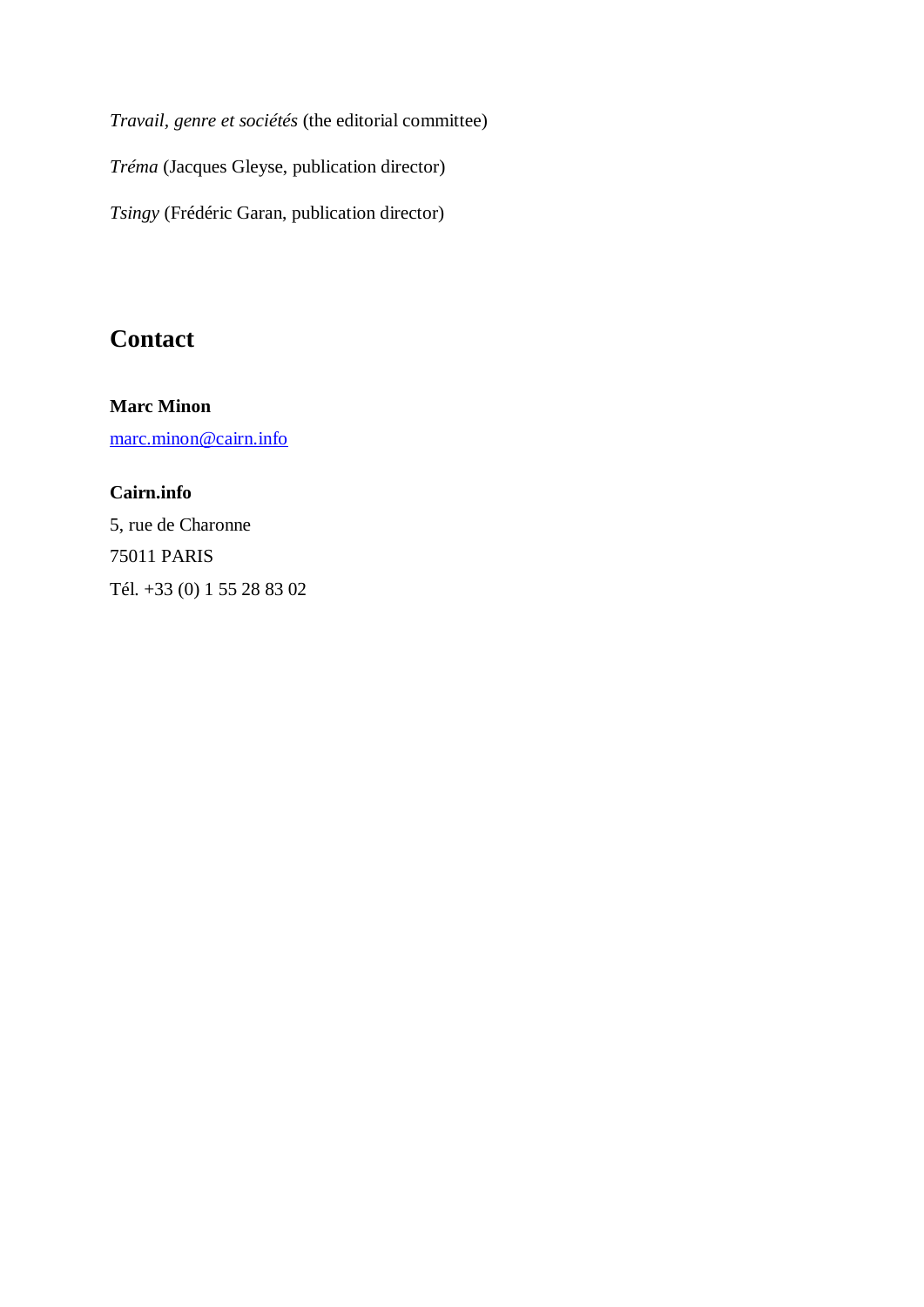*Travail, genre et sociétés* (the editorial committee)

*Tréma* (Jacques Gleyse, publication director)

*Tsingy* (Frédéric Garan, publication director)

## Contact

**Marc Minon**

marc.minon@cairn.info

**Cairn.info**

5, rue de Charonne

75011 PARIS

Tél. +33 (0) 1 55 28 83 02